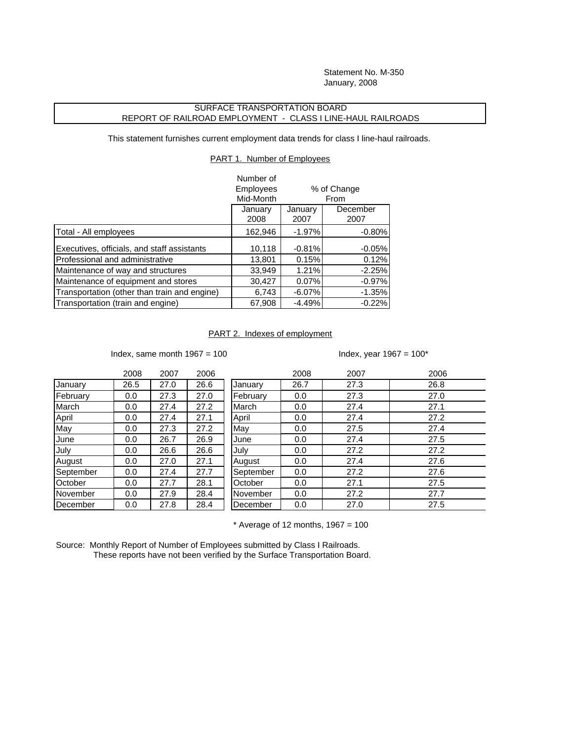Statement No. M-350
January, 2008

# SURFACE TRANSPORTATION BOARD
## REPORT OF RAILROAD EMPLOYMENT - CLASS I LINE-HAUL RAILROADS

This statement furnishes current employment data trends for class I line-haul railroads.

### PART 1. Number of Employees

| | Number of Employees Mid-Month | % of Change From | |
|---|---|---|---|
| | January 2008 | January 2007 | December 2007 |
| Total - All employees | 162,946 | -1.97% | -0.80% |
| Executives, officials, and staff assistants | 10,118 | -0.81% | -0.05% |
| Professional and administrative | 13,801 | 0.15% | 0.12% |
| Maintenance of way and structures | 33,949 | 1.21% | -2.25% |
| Maintenance of equipment and stores | 30,427 | 0.07% | -0.97% |
| Transportation (other than train and engine) | 6,743 | -6.07% | -1.35% |
| Transportation (train and engine) | 67,908 | -4.49% | -0.22% |

### PART 2. Indexes of employment

Index, same month 1967 = 100

| | 2008 | 2007 | 2006 |
|---|---|---|---|
| January | 26.5 | 27.0 | 26.6 |
| February | 0.0 | 27.3 | 27.0 |
| March | 0.0 | 27.4 | 27.2 |
| April | 0.0 | 27.4 | 27.1 |
| May | 0.0 | 27.3 | 27.2 |
| June | 0.0 | 26.7 | 26.9 |
| July | 0.0 | 26.6 | 26.6 |
| August | 0.0 | 27.0 | 27.1 |
| September | 0.0 | 27.4 | 27.7 |
| October | 0.0 | 27.7 | 28.1 |
| November | 0.0 | 27.9 | 28.4 |
| December | 0.0 | 27.8 | 28.4 |

Index, year 1967 = 100*

| | 2008 | 2007 | 2006 |
|---|---|---|---|
| January | 26.7 | 27.3 | 26.8 |
| February | 0.0 | 27.3 | 27.0 |
| March | 0.0 | 27.4 | 27.1 |
| April | 0.0 | 27.4 | 27.2 |
| May | 0.0 | 27.5 | 27.4 |
| June | 0.0 | 27.4 | 27.5 |
| July | 0.0 | 27.2 | 27.2 |
| August | 0.0 | 27.4 | 27.6 |
| September | 0.0 | 27.2 | 27.6 |
| October | 0.0 | 27.1 | 27.5 |
| November | 0.0 | 27.2 | 27.7 |
| December | 0.0 | 27.0 | 27.5 |

* Average of 12 months, 1967 = 100

Source: Monthly Report of Number of Employees submitted by Class I Railroads.
These reports have not been verified by the Surface Transportation Board.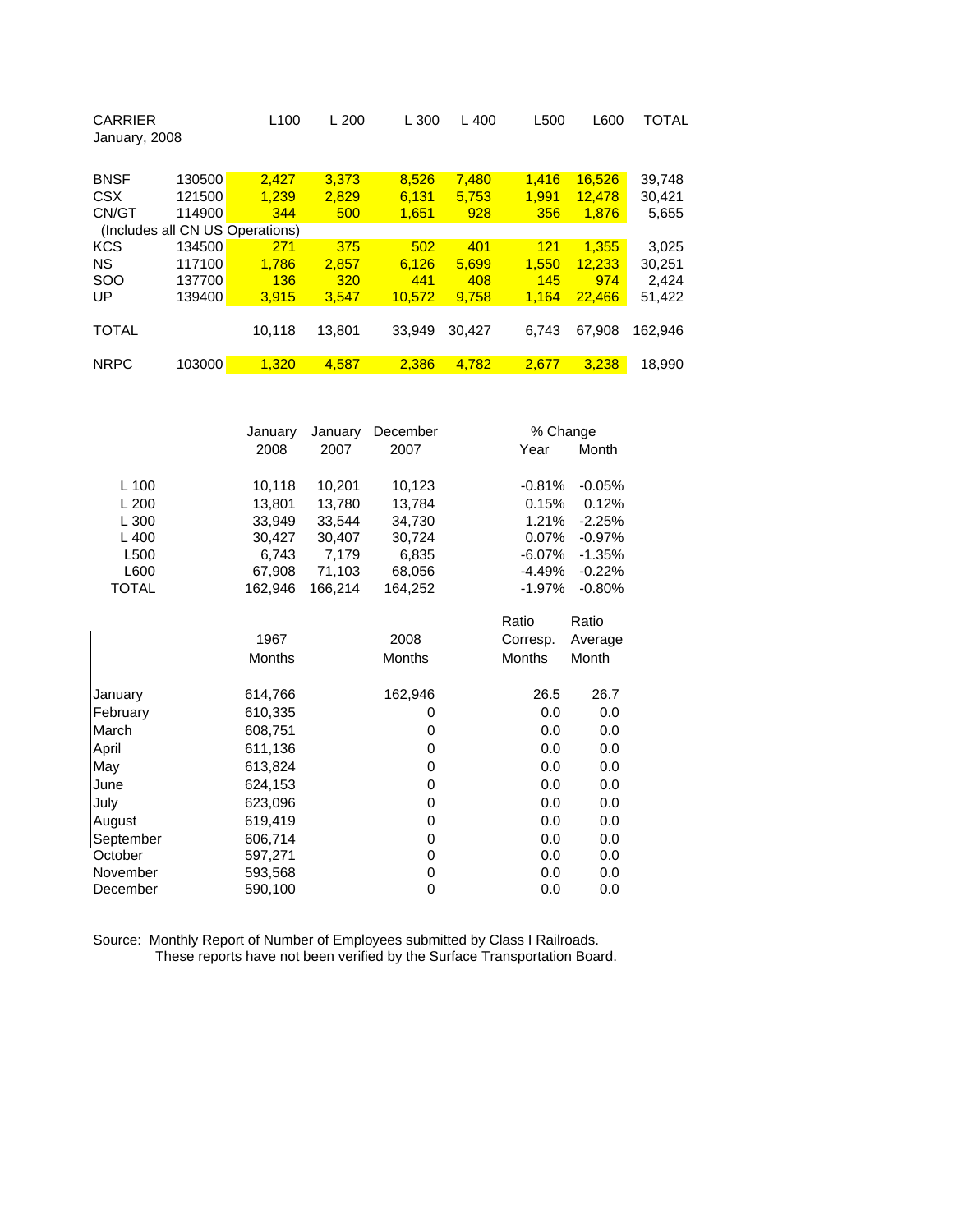| CARRIER<br>January, 2008 | | L100 | L 200 | L 300 | L 400 | L500 | L600 | TOTAL |
|---|---|---|---|---|---|---|---|---|
| BNSF | 130500 | 2,427 | 3,373 | 8,526 | 7,480 | 1,416 | 16,526 | 39,748 |
| CSX | 121500 | 1,239 | 2,829 | 6,131 | 5,753 | 1,991 | 12,478 | 30,421 |
| CN/GT | 114900 | 344 | 500 | 1,651 | 928 | 356 | 1,876 | 5,655 |
| (Includes all CN US Operations) | | | | | | | | |
| KCS | 134500 | 271 | 375 | 502 | 401 | 121 | 1,355 | 3,025 |
| NS | 117100 | 1,786 | 2,857 | 6,126 | 5,699 | 1,550 | 12,233 | 30,251 |
| SOO | 137700 | 136 | 320 | 441 | 408 | 145 | 974 | 2,424 |
| UP | 139400 | 3,915 | 3,547 | 10,572 | 9,758 | 1,164 | 22,466 | 51,422 |
| TOTAL | | 10,118 | 13,801 | 33,949 | 30,427 | 6,743 | 67,908 | 162,946 |
| NRPC | 103000 | 1,320 | 4,587 | 2,386 | 4,782 | 2,677 | 3,238 | 18,990 |

| | January 2008 | January 2007 | December 2007 | % Change Year | % Change Month |
|---|---|---|---|---|---|
| L 100 | 10,118 | 10,201 | 10,123 | -0.81% | -0.05% |
| L 200 | 13,801 | 13,780 | 13,784 | 0.15% | 0.12% |
| L 300 | 33,949 | 33,544 | 34,730 | 1.21% | -2.25% |
| L 400 | 30,427 | 30,407 | 30,724 | 0.07% | -0.97% |
| L500 | 6,743 | 7,179 | 6,835 | -6.07% | -1.35% |
| L600 | 67,908 | 71,103 | 68,056 | -4.49% | -0.22% |
| TOTAL | 162,946 | 166,214 | 164,252 | -1.97% | -0.80% |

| | 1967 Months | 2008 Months | Ratio Corresp. Months | Ratio Average Month |
|---|---|---|---|---|
| January | 614,766 | 162,946 | 26.5 | 26.7 |
| February | 610,335 | 0 | 0.0 | 0.0 |
| March | 608,751 | 0 | 0.0 | 0.0 |
| April | 611,136 | 0 | 0.0 | 0.0 |
| May | 613,824 | 0 | 0.0 | 0.0 |
| June | 624,153 | 0 | 0.0 | 0.0 |
| July | 623,096 | 0 | 0.0 | 0.0 |
| August | 619,419 | 0 | 0.0 | 0.0 |
| September | 606,714 | 0 | 0.0 | 0.0 |
| October | 597,271 | 0 | 0.0 | 0.0 |
| November | 593,568 | 0 | 0.0 | 0.0 |
| December | 590,100 | 0 | 0.0 | 0.0 |

Source: Monthly Report of Number of Employees submitted by Class I Railroads.
These reports have not been verified by the Surface Transportation Board.